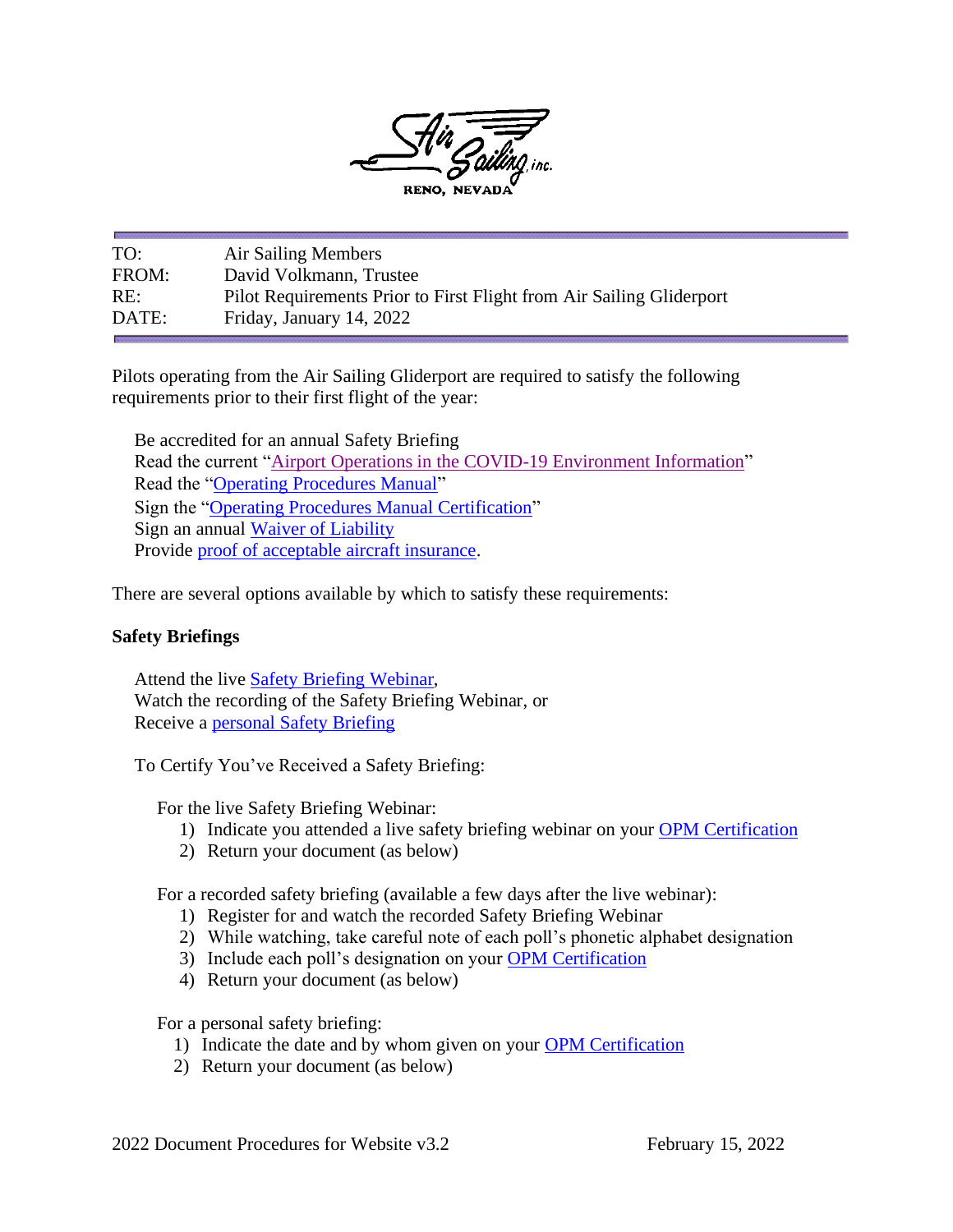TO: Air Sailing Members
FROM: David Volkmann, Trustee
RE: Pilot Requirements Prior to First Flight from Air Sailing Gliderport
DATE: Friday, January 14, 2022

Pilots operating from the Air Sailing Gliderport are required to satisfy the following requirements prior to their first flight of the year:

- Be accredited for an annual Safety Briefing
- Read the current "Airport Operations in the COVID-19 Environment Information"
- Read the "Operating Procedures Manual"
- Sign the "Operating Procedures Manual Certification"
- Sign an annual Waiver of Liability
- Provide proof of acceptable aircraft insurance.

There are several options available by which to satisfy these requirements:

**Safety Briefings**

- Attend the live Safety Briefing Webinar,
- Watch the recording of the Safety Briefing Webinar, or
- Receive a personal Safety Briefing

To Certify You've Received a Safety Briefing:

For the live Safety Briefing Webinar:

1) Indicate you attended a live safety briefing webinar on your OPM Certification
2) Return your document (as below)

For a recorded safety briefing (available a few days after the live webinar):

1) Register for and watch the recorded Safety Briefing Webinar
2) While watching, take careful note of each poll's phonetic alphabet designation
3) Include each poll's designation on your OPM Certification
4) Return your document (as below)

For a personal safety briefing:

1) Indicate the date and by whom given on your OPM Certification
2) Return your document (as below)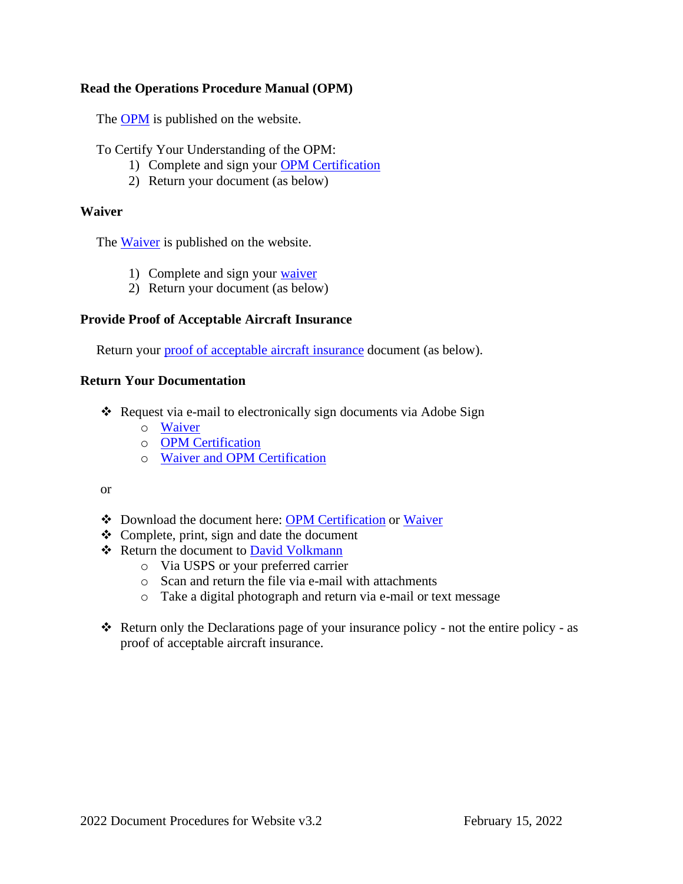**Read the Operations Procedure Manual (OPM)**

The OPM is published on the website.

To Certify Your Understanding of the OPM:

1) Complete and sign your OPM Certification
2) Return your document (as below)

**Waiver**

The Waiver is published on the website.

1) Complete and sign your waiver
2) Return your document (as below)

**Provide Proof of Acceptable Aircraft Insurance**

Return your proof of acceptable aircraft insurance document (as below).

**Return Your Documentation**

- Request via e-mail to electronically sign documents via Adobe Sign
  - Waiver
  - OPM Certification
  - Waiver and OPM Certification

or

- Download the document here: OPM Certification or Waiver
- Complete, print, sign and date the document
- Return the document to David Volkmann
  - Via USPS or your preferred carrier
  - Scan and return the file via e-mail with attachments
  - Take a digital photograph and return via e-mail or text message

- Return only the Declarations page of your insurance policy - not the entire policy - as proof of acceptable aircraft insurance.

2022 Document Procedures for Website v3.2 February 15, 2022